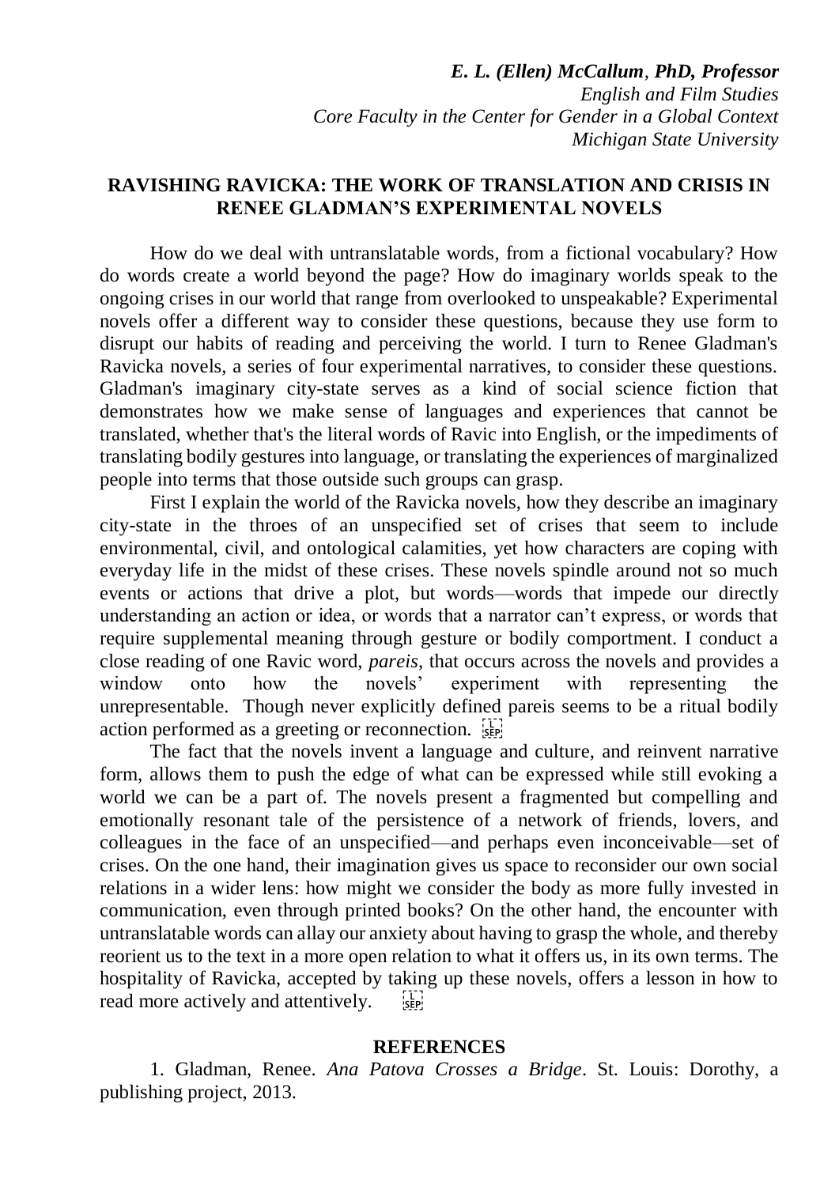***E. L. (Ellen) McCallum**, **PhD, Professor***
*English and Film Studies*
*Core Faculty in the Center for Gender in a Global Context*
*Michigan State University*

## RAVISHING RAVICKA: THE WORK OF TRANSLATION AND CRISIS IN RENEE GLADMAN'S EXPERIMENTAL NOVELS

How do we deal with untranslatable words, from a fictional vocabulary? How do words create a world beyond the page? How do imaginary worlds speak to the ongoing crises in our world that range from overlooked to unspeakable? Experimental novels offer a different way to consider these questions, because they use form to disrupt our habits of reading and perceiving the world. I turn to Renee Gladman's Ravicka novels, a series of four experimental narratives, to consider these questions. Gladman's imaginary city-state serves as a kind of social science fiction that demonstrates how we make sense of languages and experiences that cannot be translated, whether that's the literal words of Ravic into English, or the impediments of translating bodily gestures into language, or translating the experiences of marginalized people into terms that those outside such groups can grasp.

First I explain the world of the Ravicka novels, how they describe an imaginary city-state in the throes of an unspecified set of crises that seem to include environmental, civil, and ontological calamities, yet how characters are coping with everyday life in the midst of these crises. These novels spindle around not so much events or actions that drive a plot, but words—words that impede our directly understanding an action or idea, or words that a narrator can't express, or words that require supplemental meaning through gesture or bodily comportment. I conduct a close reading of one Ravic word, *pareis*, that occurs across the novels and provides a window onto how the novels' experiment with representing the unrepresentable. Though never explicitly defined pareis seems to be a ritual bodily action performed as a greeting or reconnection.

The fact that the novels invent a language and culture, and reinvent narrative form, allows them to push the edge of what can be expressed while still evoking a world we can be a part of. The novels present a fragmented but compelling and emotionally resonant tale of the persistence of a network of friends, lovers, and colleagues in the face of an unspecified—and perhaps even inconceivable—set of crises. On the one hand, their imagination gives us space to reconsider our own social relations in a wider lens: how might we consider the body as more fully invested in communication, even through printed books? On the other hand, the encounter with untranslatable words can allay our anxiety about having to grasp the whole, and thereby reorient us to the text in a more open relation to what it offers us, in its own terms. The hospitality of Ravicka, accepted by taking up these novels, offers a lesson in how to read more actively and attentively.

### REFERENCES

1. Gladman, Renee. *Ana Patova Crosses a Bridge*. St. Louis: Dorothy, a publishing project, 2013.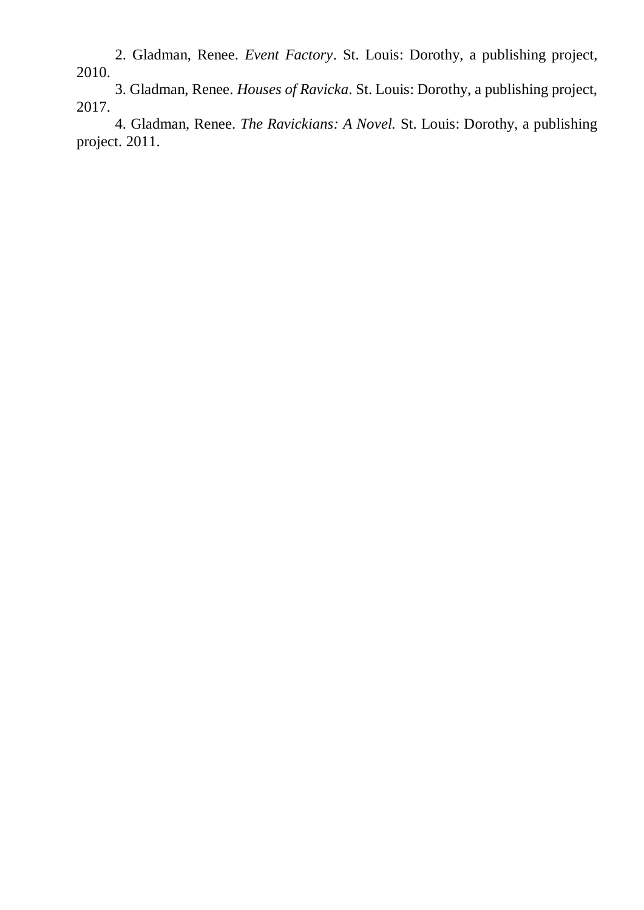2. Gladman, Renee. *Event Factory*. St. Louis: Dorothy, a publishing project, 2010.

3. Gladman, Renee. *Houses of Ravicka*. St. Louis: Dorothy, a publishing project, 2017.

4. Gladman, Renee. *The Ravickians: A Novel.* St. Louis: Dorothy, a publishing project. 2011.